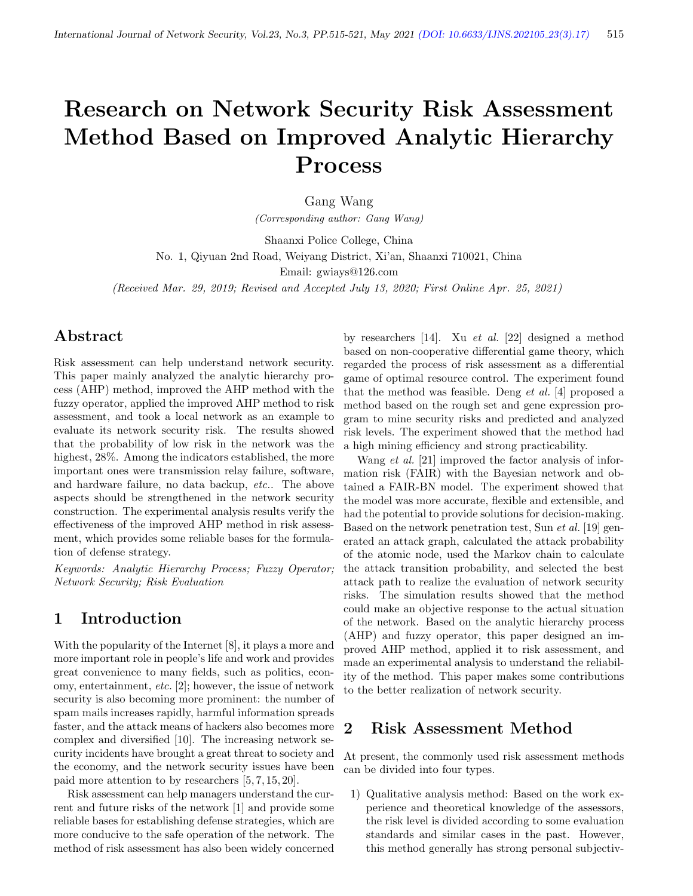# Research on Network Security Risk Assessment Method Based on Improved Analytic Hierarchy Process

Gang Wang

*(Corresponding author: Gang Wang)*

Shaanxi Police College, China

No. 1, Qiyuan 2nd Road, Weiyang District, Xi'an, Shaanxi 710021, China

Email: gwiays@126.com

*(Received Mar. 29, 2019; Revised and Accepted July 13, 2020; First Online Apr. 25, 2021)*

## Abstract

Risk assessment can help understand network security. This paper mainly analyzed the analytic hierarchy process (AHP) method, improved the AHP method with the fuzzy operator, applied the improved AHP method to risk assessment, and took a local network as an example to evaluate its network security risk. The results showed that the probability of low risk in the network was the highest, 28%. Among the indicators established, the more important ones were transmission relay failure, software, and hardware failure, no data backup, *etc.*. The above aspects should be strengthened in the network security construction. The experimental analysis results verify the effectiveness of the improved AHP method in risk assessment, which provides some reliable bases for the formulation of defense strategy.

*Keywords: Analytic Hierarchy Process; Fuzzy Operator; Network Security; Risk Evaluation*

## 1 Introduction

With the popularity of the Internet [8], it plays a more and more important role in people's life and work and provides great convenience to many fields, such as politics, economy, entertainment, *etc.* [2]; however, the issue of network security is also becoming more prominent: the number of spam mails increases rapidly, harmful information spreads faster, and the attack means of hackers also becomes more complex and diversified [10]. The increasing network security incidents have brought a great threat to society and the economy, and the network security issues have been paid more attention to by researchers [5, 7, 15, 20].

Risk assessment can help managers understand the current and future risks of the network [1] and provide some reliable bases for establishing defense strategies, which are more conducive to the safe operation of the network. The method of risk assessment has also been widely concerned by researchers [14]. Xu *et al.* [22] designed a method based on non-cooperative differential game theory, which regarded the process of risk assessment as a differential game of optimal resource control. The experiment found that the method was feasible. Deng *et al.* [4] proposed a method based on the rough set and gene expression program to mine security risks and predicted and analyzed risk levels. The experiment showed that the method had a high mining efficiency and strong practicability.

Wang *et al.* [21] improved the factor analysis of information risk (FAIR) with the Bayesian network and obtained a FAIR-BN model. The experiment showed that the model was more accurate, flexible and extensible, and had the potential to provide solutions for decision-making. Based on the network penetration test, Sun *et al.* [19] generated an attack graph, calculated the attack probability of the atomic node, used the Markov chain to calculate the attack transition probability, and selected the best attack path to realize the evaluation of network security risks. The simulation results showed that the method could make an objective response to the actual situation of the network. Based on the analytic hierarchy process (AHP) and fuzzy operator, this paper designed an improved AHP method, applied it to risk assessment, and made an experimental analysis to understand the reliability of the method. This paper makes some contributions to the better realization of network security.

## 2 Risk Assessment Method

At present, the commonly used risk assessment methods can be divided into four types.

1) Qualitative analysis method: Based on the work experience and theoretical knowledge of the assessors, the risk level is divided according to some evaluation standards and similar cases in the past. However, this method generally has strong personal subjectiv-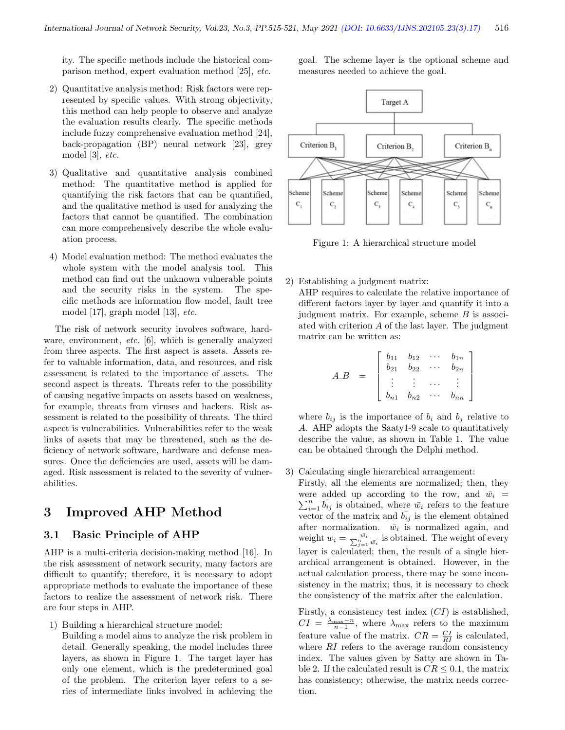ity. The specific methods include the historical comparison method, expert evaluation method [25], *etc.*

2) Quantitative analysis method: Risk factors were represented by specific values. With strong objectivity, this method can help people to observe and analyze the evaluation results clearly. The specific methods include fuzzy comprehensive evaluation method [24], back-propagation (BP) neural network [23], grey model [3], *etc.*

3) Qualitative and quantitative analysis combined method: The quantitative method is applied for quantifying the risk factors that can be quantified, and the qualitative method is used for analyzing the factors that cannot be quantified. The combination can more comprehensively describe the whole evaluation process.

4) Model evaluation method: The method evaluates the whole system with the model analysis tool. This method can find out the unknown vulnerable points and the security risks in the system. The specific methods are information flow model, fault tree model [17], graph model [13], *etc.*

The risk of network security involves software, hardware, environment, *etc.* [6], which is generally analyzed from three aspects. The first aspect is assets. Assets refer to valuable information, data, and resources, and risk assessment is related to the importance of assets. The second aspect is threats. Threats refer to the possibility of causing negative impacts on assets based on weakness, for example, threats from viruses and hackers. Risk assessment is related to the possibility of threats. The third aspect is vulnerabilities. Vulnerabilities refer to the weak links of assets that may be threatened, such as the deficiency of network software, hardware and defense measures. Once the deficiencies are used, assets will be damaged. Risk assessment is related to the severity of vulnerabilities.

# 3 Improved AHP Method

## 3.1 Basic Principle of AHP

AHP is a multi-criteria decision-making method [16]. In the risk assessment of network security, many factors are difficult to quantify; therefore, it is necessary to adopt appropriate methods to evaluate the importance of these factors to realize the assessment of network risk. There are four steps in AHP.

1) Building a hierarchical structure model:
Building a model aims to analyze the risk problem in detail. Generally speaking, the model includes three layers, as shown in Figure 1. The target layer has only one element, which is the predetermined goal of the problem. The criterion layer refers to a series of intermediate links involved in achieving the goal. The scheme layer is the optional scheme and measures needed to achieve the goal.

Figure 1: A hierarchical structure model

2) Establishing a judgment matrix:
AHP requires to calculate the relative importance of different factors layer by layer and quantify it into a judgment matrix. For example, scheme $B$ is associated with criterion $A$ of the last layer. The judgment matrix can be written as:

$$A\_B = \begin{bmatrix} b_{11} & b_{12} & \cdots & b_{1n} \\ b_{21} & b_{22} & \cdots & b_{2n} \\ \vdots & \vdots & \cdots & \vdots \\ b_{n1} & b_{n2} & \cdots & b_{nn} \end{bmatrix}$$

where $b_{ij}$ is the importance of $b_i$ and $b_j$ relative to $A$. AHP adopts the Saaty1-9 scale to quantitatively describe the value, as shown in Table 1. The value can be obtained through the Delphi method.

3) Calculating single hierarchical arrangement:
Firstly, all the elements are normalized; then, they were added up according to the row, and $\bar{w_i} = \sum_{i=1}^{n} \bar{b_{ij}}$ is obtained, where $\bar{w_i}$ refers to the feature vector of the matrix and $\bar{b_{ij}}$ is the element obtained after normalization. $\bar{w_i}$ is normalized again, and weight $w_i = \frac{\bar{w_i}}{\sum_{j=1}^{n} \bar{w_i}}$ is obtained. The weight of every layer is calculated; then, the result of a single hierarchical arrangement is obtained. However, in the actual calculation process, there may be some inconsistency in the matrix; thus, it is necessary to check the consistency of the matrix after the calculation.

Firstly, a consistency test index ($CI$) is established, $CI = \frac{\lambda_{\max} - n}{n-1}$, where $\lambda_{\max}$ refers to the maximum feature value of the matrix. $CR = \frac{CI}{RI}$ is calculated, where $RI$ refers to the average random consistency index. The values given by Satty are shown in Table 2. If the calculated result is $CR \leq 0.1$, the matrix has consistency; otherwise, the matrix needs correction.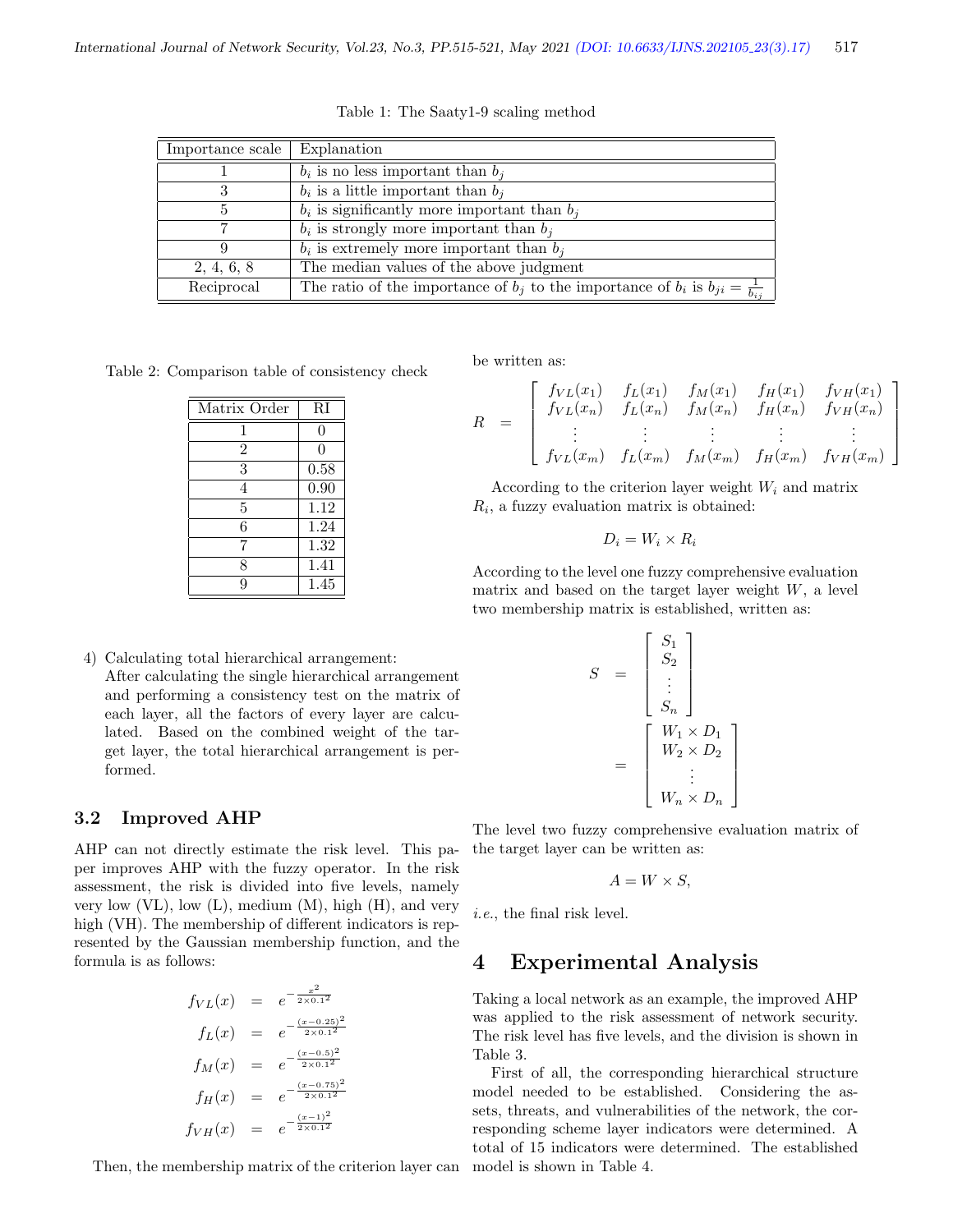Table 1: The Saaty1-9 scaling method

| Importance scale | Explanation |
|---|---|
| 1 | $b_i$ is no less important than $b_j$ |
| 3 | $b_i$ is a little important than $b_j$ |
| 5 | $b_i$ is significantly more important than $b_j$ |
| 7 | $b_i$ is strongly more important than $b_j$ |
| 9 | $b_i$ is extremely more important than $b_j$ |
| 2, 4, 6, 8 | The median values of the above judgment |
| Reciprocal | The ratio of the importance of $b_j$ to the importance of $b_i$ is $b_{ji} = \frac{1}{b_{ij}}$ |

Table 2: Comparison table of consistency check

| Matrix Order | RI |
|---|---|
| 1 | 0 |
| 2 | 0 |
| 3 | 0.58 |
| 4 | 0.90 |
| 5 | 1.12 |
| 6 | 1.24 |
| 7 | 1.32 |
| 8 | 1.41 |
| 9 | 1.45 |

4) Calculating total hierarchical arrangement:
   After calculating the single hierarchical arrangement and performing a consistency test on the matrix of each layer, all the factors of every layer are calculated. Based on the combined weight of the target layer, the total hierarchical arrangement is performed.

### 3.2 Improved AHP

AHP can not directly estimate the risk level. This paper improves AHP with the fuzzy operator. In the risk assessment, the risk is divided into five levels, namely very low (VL), low (L), medium (M), high (H), and very high (VH). The membership of different indicators is represented by the Gaussian membership function, and the formula is as follows:

$$
\begin{aligned}
f_{VL}(x) &= e^{-\frac{x^2}{2\times 0.1^2}} \\
f_L(x) &= e^{-\frac{(x-0.25)^2}{2\times 0.1^2}} \\
f_M(x) &= e^{-\frac{(x-0.5)^2}{2\times 0.1^2}} \\
f_H(x) &= e^{-\frac{(x-0.75)^2}{2\times 0.1^2}} \\
f_{VH}(x) &= e^{-\frac{(x-1)^2}{2\times 0.1^2}}
\end{aligned}
$$

Then, the membership matrix of the criterion layer can be written as:

$$
R = \begin{bmatrix} f_{VL}(x_1) & f_L(x_1) & f_M(x_1) & f_H(x_1) & f_{VH}(x_1) \\ f_{VL}(x_n) & f_L(x_n) & f_M(x_n) & f_H(x_n) & f_{VH}(x_n) \\ \vdots & \vdots & \vdots & \vdots & \vdots \\ f_{VL}(x_m) & f_L(x_m) & f_M(x_m) & f_H(x_m) & f_{VH}(x_m) \end{bmatrix}
$$

According to the criterion layer weight $W_i$ and matrix $R_i$, a fuzzy evaluation matrix is obtained:

$$D_i = W_i \times R_i$$

According to the level one fuzzy comprehensive evaluation matrix and based on the target layer weight $W$, a level two membership matrix is established, written as:

$$
S = \begin{bmatrix} S_1 \\ S_2 \\ \vdots \\ S_n \end{bmatrix} = \begin{bmatrix} W_1 \times D_1 \\ W_2 \times D_2 \\ \vdots \\ W_n \times D_n \end{bmatrix}
$$

The level two fuzzy comprehensive evaluation matrix of the target layer can be written as:

$$A = W \times S,$$

*i.e.*, the final risk level.

# 4 Experimental Analysis

Taking a local network as an example, the improved AHP was applied to the risk assessment of network security. The risk level has five levels, and the division is shown in Table 3.

First of all, the corresponding hierarchical structure model needed to be established. Considering the assets, threats, and vulnerabilities of the network, the corresponding scheme layer indicators were determined. A total of 15 indicators were determined. The established model is shown in Table 4.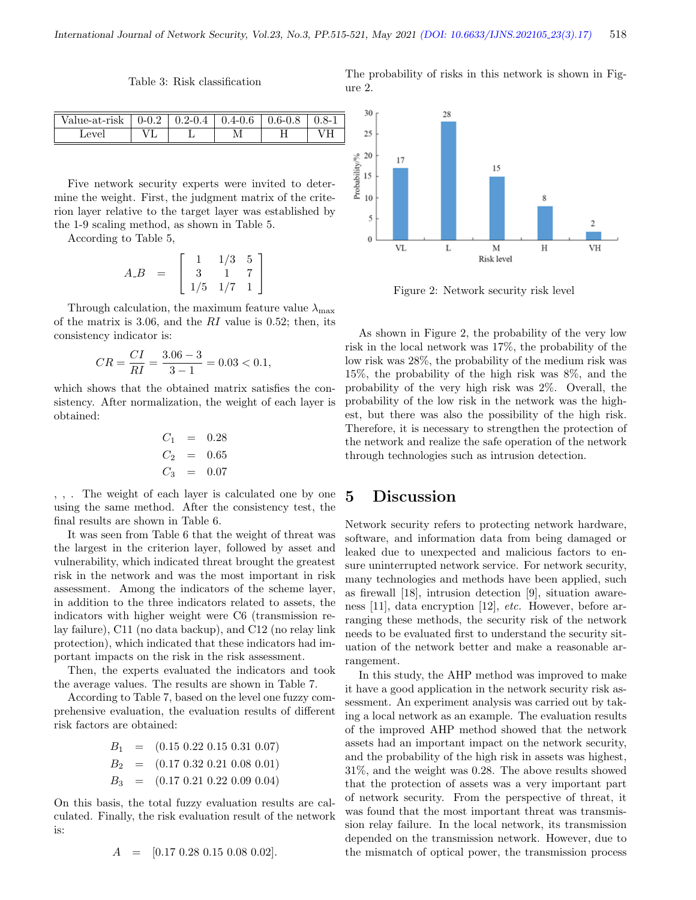Table 3: Risk classification

| Value-at-risk | 0-0.2 | 0.2-0.4 | 0.4-0.6 | 0.6-0.8 | 0.8-1 |
|---|---|---|---|---|---|
| Level | VL | L | M | H | VH |

Five network security experts were invited to determine the weight. First, the judgment matrix of the criterion layer relative to the target layer was established by the 1-9 scaling method, as shown in Table 5.

According to Table 5,

$$A\_B = \begin{bmatrix} 1 & 1/3 & 5 \\ 3 & 1 & 7 \\ 1/5 & 1/7 & 1 \end{bmatrix}$$

Through calculation, the maximum feature value $\lambda_{\max}$ of the matrix is 3.06, and the $RI$ value is 0.52; then, its consistency indicator is:

$$CR = \frac{CI}{RI} = \frac{3.06 - 3}{3 - 1} = 0.03 < 0.1,$$

which shows that the obtained matrix satisfies the consistency. After normalization, the weight of each layer is obtained:

$$C_1 = 0.28$$
$$C_2 = 0.65$$
$$C_3 = 0.07$$

, , . The weight of each layer is calculated one by one using the same method. After the consistency test, the final results are shown in Table 6.

It was seen from Table 6 that the weight of threat was the largest in the criterion layer, followed by asset and vulnerability, which indicated threat brought the greatest risk in the network and was the most important in risk assessment. Among the indicators of the scheme layer, in addition to the three indicators related to assets, the indicators with higher weight were C6 (transmission relay failure), C11 (no data backup), and C12 (no relay link protection), which indicated that these indicators had important impacts on the risk in the risk assessment.

Then, the experts evaluated the indicators and took the average values. The results are shown in Table 7.

According to Table 7, based on the level one fuzzy comprehensive evaluation, the evaluation results of different risk factors are obtained:

$$B_1 = (0.15\ 0.22\ 0.15\ 0.31\ 0.07)$$
$$B_2 = (0.17\ 0.32\ 0.21\ 0.08\ 0.01)$$
$$B_3 = (0.17\ 0.21\ 0.22\ 0.09\ 0.04)$$

On this basis, the total fuzzy evaluation results are calculated. Finally, the risk evaluation result of the network is:

$$A = [0.17\ 0.28\ 0.15\ 0.08\ 0.02].$$

The probability of risks in this network is shown in Figure 2.

Figure 2: Network security risk level

As shown in Figure 2, the probability of the very low risk in the local network was 17%, the probability of the low risk was 28%, the probability of the medium risk was 15%, the probability of the high risk was 8%, and the probability of the very high risk was 2%. Overall, the probability of the low risk in the network was the highest, but there was also the possibility of the high risk. Therefore, it is necessary to strengthen the protection of the network and realize the safe operation of the network through technologies such as intrusion detection.

## 5 Discussion

Network security refers to protecting network hardware, software, and information data from being damaged or leaked due to unexpected and malicious factors to ensure uninterrupted network service. For network security, many technologies and methods have been applied, such as firewall [18], intrusion detection [9], situation awareness [11], data encryption [12], *etc.* However, before arranging these methods, the security risk of the network needs to be evaluated first to understand the security situation of the network better and make a reasonable arrangement.

In this study, the AHP method was improved to make it have a good application in the network security risk assessment. An experiment analysis was carried out by taking a local network as an example. The evaluation results of the improved AHP method showed that the network assets had an important impact on the network security, and the probability of the high risk in assets was highest, 31%, and the weight was 0.28. The above results showed that the protection of assets was a very important part of network security. From the perspective of threat, it was found that the most important threat was transmission relay failure. In the local network, its transmission depended on the transmission network. However, due to the mismatch of optical power, the transmission process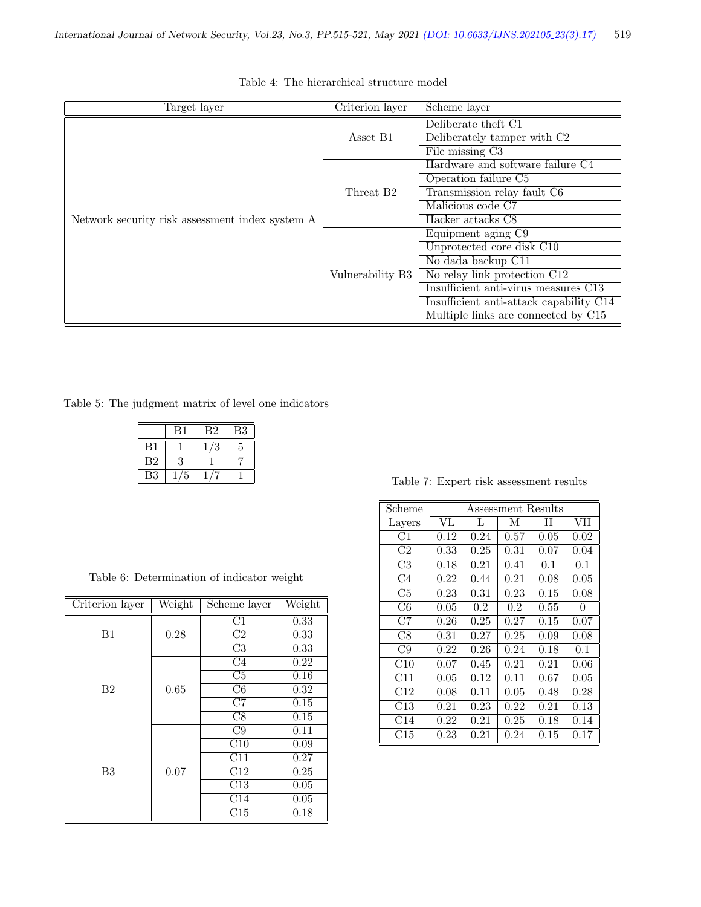Table 4: The hierarchical structure model

| Target layer | Criterion layer | Scheme layer |
|---|---|---|
| Network security risk assessment index system A | Asset B1 | Deliberate theft C1 |
| | | Deliberately tamper with C2 |
| | | File missing C3 |
| | Threat B2 | Hardware and software failure C4 |
| | | Operation failure C5 |
| | | Transmission relay fault C6 |
| | | Malicious code C7 |
| | | Hacker attacks C8 |
| | Vulnerability B3 | Equipment aging C9 |
| | | Unprotected core disk C10 |
| | | No dada backup C11 |
| | | No relay link protection C12 |
| | | Insufficient anti-virus measures C13 |
| | | Insufficient anti-attack capability C14 |
| | | Multiple links are connected by C15 |

Table 5: The judgment matrix of level one indicators

| | B1 | B2 | B3 |
|---|---|---|---|
| B1 | 1 | 1/3 | 5 |
| B2 | 3 | 1 | 7 |
| B3 | 1/5 | 1/7 | 1 |

Table 6: Determination of indicator weight

| Criterion layer | Weight | Scheme layer | Weight |
|---|---|---|---|
| B1 | 0.28 | C1 | 0.33 |
| | | C2 | 0.33 |
| | | C3 | 0.33 |
| B2 | 0.65 | C4 | 0.22 |
| | | C5 | 0.16 |
| | | C6 | 0.32 |
| | | C7 | 0.15 |
| | | C8 | 0.15 |
| B3 | 0.07 | C9 | 0.11 |
| | | C10 | 0.09 |
| | | C11 | 0.27 |
| | | C12 | 0.25 |
| | | C13 | 0.05 |
| | | C14 | 0.05 |
| | | C15 | 0.18 |

Table 7: Expert risk assessment results

| Scheme | Assessment Results | | | | |
|---|---|---|---|---|---|
| Layers | VL | L | M | H | VH |
| C1 | 0.12 | 0.24 | 0.57 | 0.05 | 0.02 |
| C2 | 0.33 | 0.25 | 0.31 | 0.07 | 0.04 |
| C3 | 0.18 | 0.21 | 0.41 | 0.1 | 0.1 |
| C4 | 0.22 | 0.44 | 0.21 | 0.08 | 0.05 |
| C5 | 0.23 | 0.31 | 0.23 | 0.15 | 0.08 |
| C6 | 0.05 | 0.2 | 0.2 | 0.55 | 0 |
| C7 | 0.26 | 0.25 | 0.27 | 0.15 | 0.07 |
| C8 | 0.31 | 0.27 | 0.25 | 0.09 | 0.08 |
| C9 | 0.22 | 0.26 | 0.24 | 0.18 | 0.1 |
| C10 | 0.07 | 0.45 | 0.21 | 0.21 | 0.06 |
| C11 | 0.05 | 0.12 | 0.11 | 0.67 | 0.05 |
| C12 | 0.08 | 0.11 | 0.05 | 0.48 | 0.28 |
| C13 | 0.21 | 0.23 | 0.22 | 0.21 | 0.13 |
| C14 | 0.22 | 0.21 | 0.25 | 0.18 | 0.14 |
| C15 | 0.23 | 0.21 | 0.24 | 0.15 | 0.17 |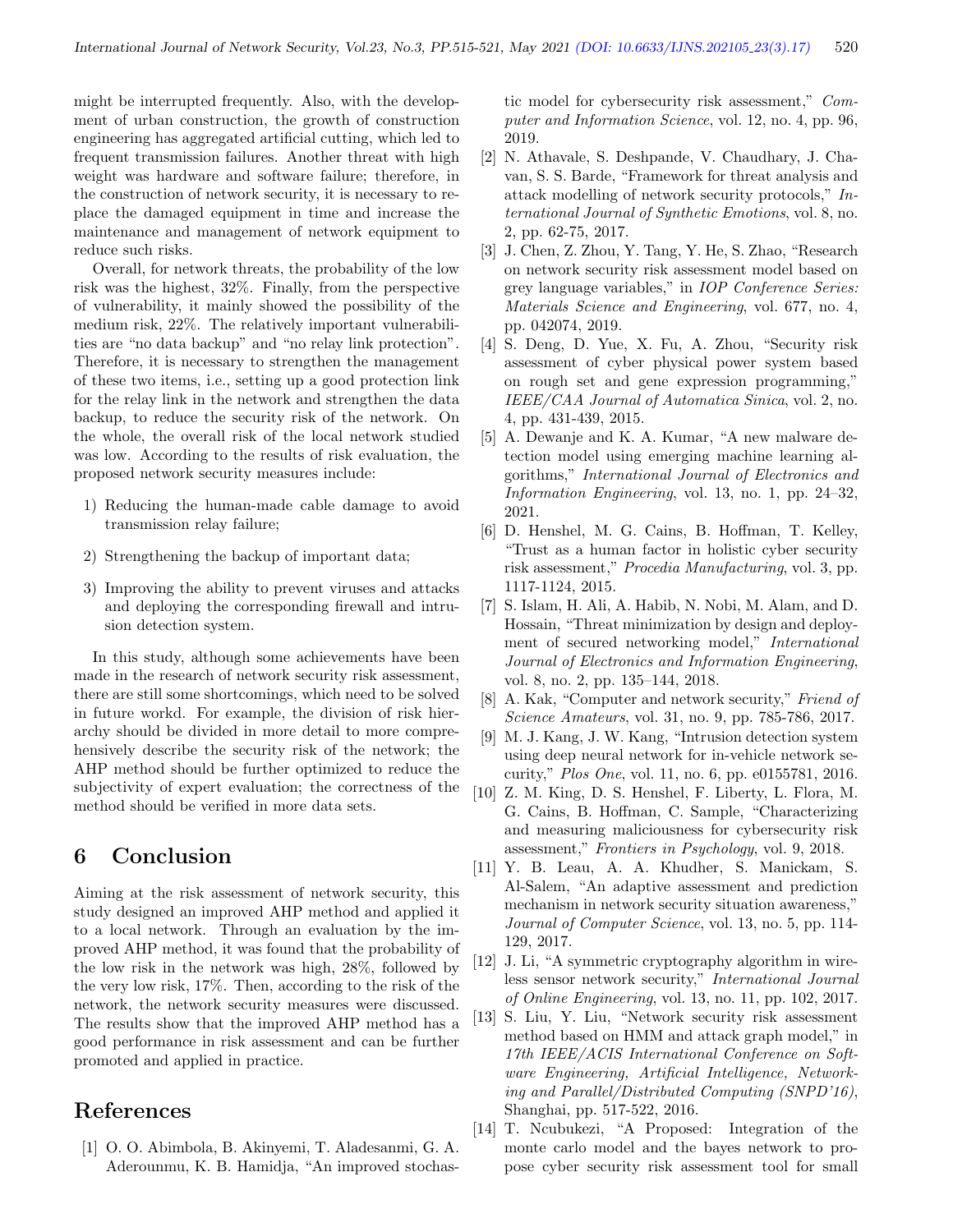might be interrupted frequently. Also, with the development of urban construction, the growth of construction engineering has aggregated artificial cutting, which led to frequent transmission failures. Another threat with high weight was hardware and software failure; therefore, in the construction of network security, it is necessary to replace the damaged equipment in time and increase the maintenance and management of network equipment to reduce such risks.

Overall, for network threats, the probability of the low risk was the highest, 32%. Finally, from the perspective of vulnerability, it mainly showed the possibility of the medium risk, 22%. The relatively important vulnerabilities are "no data backup" and "no relay link protection". Therefore, it is necessary to strengthen the management of these two items, i.e., setting up a good protection link for the relay link in the network and strengthen the data backup, to reduce the security risk of the network. On the whole, the overall risk of the local network studied was low. According to the results of risk evaluation, the proposed network security measures include:

1) Reducing the human-made cable damage to avoid transmission relay failure;

2) Strengthening the backup of important data;

3) Improving the ability to prevent viruses and attacks and deploying the corresponding firewall and intrusion detection system.

In this study, although some achievements have been made in the research of network security risk assessment, there are still some shortcomings, which need to be solved in future workd. For example, the division of risk hierarchy should be divided in more detail to more comprehensively describe the security risk of the network; the AHP method should be further optimized to reduce the subjectivity of expert evaluation; the correctness of the method should be verified in more data sets.

## 6 Conclusion

Aiming at the risk assessment of network security, this study designed an improved AHP method and applied it to a local network. Through an evaluation by the improved AHP method, it was found that the probability of the low risk in the network was high, 28%, followed by the very low risk, 17%. Then, according to the risk of the network, the network security measures were discussed. The results show that the improved AHP method has a good performance in risk assessment and can be further promoted and applied in practice.

## References

[1] O. O. Abimbola, B. Akinyemi, T. Aladesanmi, G. A. Aderounmu, K. B. Hamidja, "An improved stochastic model for cybersecurity risk assessment," *Computer and Information Science*, vol. 12, no. 4, pp. 96, 2019.

[2] N. Athavale, S. Deshpande, V. Chaudhary, J. Chavan, S. S. Barde, "Framework for threat analysis and attack modelling of network security protocols," *International Journal of Synthetic Emotions*, vol. 8, no. 2, pp. 62-75, 2017.

[3] J. Chen, Z. Zhou, Y. Tang, Y. He, S. Zhao, "Research on network security risk assessment model based on grey language variables," in *IOP Conference Series: Materials Science and Engineering*, vol. 677, no. 4, pp. 042074, 2019.

[4] S. Deng, D. Yue, X. Fu, A. Zhou, "Security risk assessment of cyber physical power system based on rough set and gene expression programming," *IEEE/CAA Journal of Automatica Sinica*, vol. 2, no. 4, pp. 431-439, 2015.

[5] A. Dewanje and K. A. Kumar, "A new malware detection model using emerging machine learning algorithms," *International Journal of Electronics and Information Engineering*, vol. 13, no. 1, pp. 24–32, 2021.

[6] D. Henshel, M. G. Cains, B. Hoffman, T. Kelley, "Trust as a human factor in holistic cyber security risk assessment," *Procedia Manufacturing*, vol. 3, pp. 1117-1124, 2015.

[7] S. Islam, H. Ali, A. Habib, N. Nobi, M. Alam, and D. Hossain, "Threat minimization by design and deployment of secured networking model," *International Journal of Electronics and Information Engineering*, vol. 8, no. 2, pp. 135–144, 2018.

[8] A. Kak, "Computer and network security," *Friend of Science Amateurs*, vol. 31, no. 9, pp. 785-786, 2017.

[9] M. J. Kang, J. W. Kang, "Intrusion detection system using deep neural network for in-vehicle network security," *Plos One*, vol. 11, no. 6, pp. e0155781, 2016.

[10] Z. M. King, D. S. Henshel, F. Liberty, L. Flora, M. G. Cains, B. Hoffman, C. Sample, "Characterizing and measuring maliciousness for cybersecurity risk assessment," *Frontiers in Psychology*, vol. 9, 2018.

[11] Y. B. Leau, A. A. Khudher, S. Manickam, S. Al-Salem, "An adaptive assessment and prediction mechanism in network security situation awareness," *Journal of Computer Science*, vol. 13, no. 5, pp. 114-129, 2017.

[12] J. Li, "A symmetric cryptography algorithm in wireless sensor network security," *International Journal of Online Engineering*, vol. 13, no. 11, pp. 102, 2017.

[13] S. Liu, Y. Liu, "Network security risk assessment method based on HMM and attack graph model," in *17th IEEE/ACIS International Conference on Software Engineering, Artificial Intelligence, Networking and Parallel/Distributed Computing (SNPD'16)*, Shanghai, pp. 517-522, 2016.

[14] T. Ncubukezi, "A Proposed: Integration of the monte carlo model and the bayes network to propose cyber security risk assessment tool for small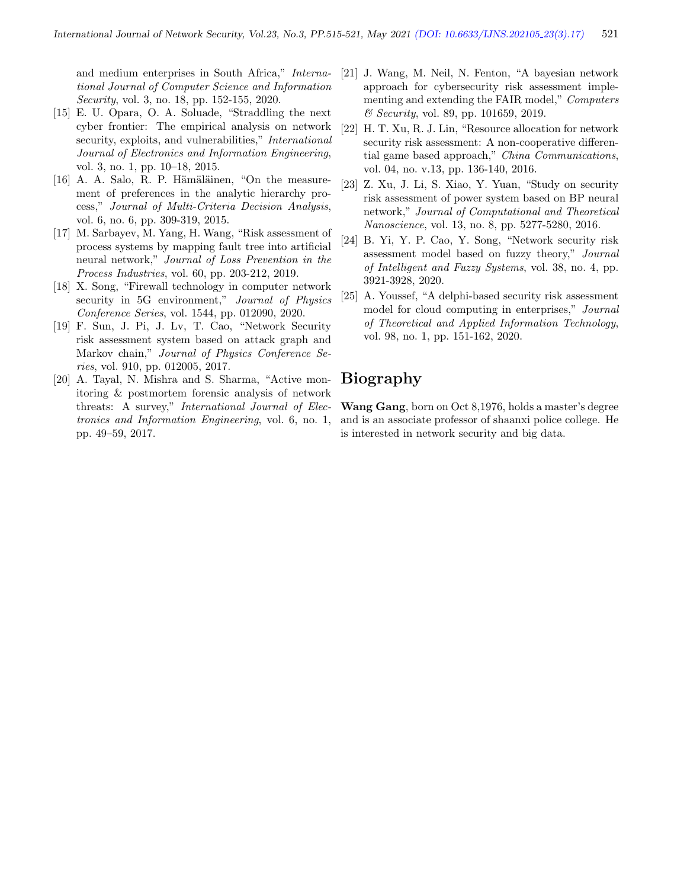and medium enterprises in South Africa," *International Journal of Computer Science and Information Security*, vol. 3, no. 18, pp. 152-155, 2020.

[15] E. U. Opara, O. A. Soluade, "Straddling the next cyber frontier: The empirical analysis on network security, exploits, and vulnerabilities," *International Journal of Electronics and Information Engineering*, vol. 3, no. 1, pp. 10–18, 2015.

[16] A. A. Salo, R. P. Hämäläinen, "On the measurement of preferences in the analytic hierarchy process," *Journal of Multi-Criteria Decision Analysis*, vol. 6, no. 6, pp. 309-319, 2015.

[17] M. Sarbayev, M. Yang, H. Wang, "Risk assessment of process systems by mapping fault tree into artificial neural network," *Journal of Loss Prevention in the Process Industries*, vol. 60, pp. 203-212, 2019.

[18] X. Song, "Firewall technology in computer network security in 5G environment," *Journal of Physics Conference Series*, vol. 1544, pp. 012090, 2020.

[19] F. Sun, J. Pi, J. Lv, T. Cao, "Network Security risk assessment system based on attack graph and Markov chain," *Journal of Physics Conference Series*, vol. 910, pp. 012005, 2017.

[20] A. Tayal, N. Mishra and S. Sharma, "Active monitoring & postmortem forensic analysis of network threats: A survey," *International Journal of Electronics and Information Engineering*, vol. 6, no. 1, pp. 49–59, 2017.

[21] J. Wang, M. Neil, N. Fenton, "A bayesian network approach for cybersecurity risk assessment implementing and extending the FAIR model," *Computers & Security*, vol. 89, pp. 101659, 2019.

[22] H. T. Xu, R. J. Lin, "Resource allocation for network security risk assessment: A non-cooperative differential game based approach," *China Communications*, vol. 04, no. v.13, pp. 136-140, 2016.

[23] Z. Xu, J. Li, S. Xiao, Y. Yuan, "Study on security risk assessment of power system based on BP neural network," *Journal of Computational and Theoretical Nanoscience*, vol. 13, no. 8, pp. 5277-5280, 2016.

[24] B. Yi, Y. P. Cao, Y. Song, "Network security risk assessment model based on fuzzy theory," *Journal of Intelligent and Fuzzy Systems*, vol. 38, no. 4, pp. 3921-3928, 2020.

[25] A. Youssef, "A delphi-based security risk assessment model for cloud computing in enterprises," *Journal of Theoretical and Applied Information Technology*, vol. 98, no. 1, pp. 151-162, 2020.

# Biography

**Wang Gang**, born on Oct 8,1976, holds a master's degree and is an associate professor of shaanxi police college. He is interested in network security and big data.